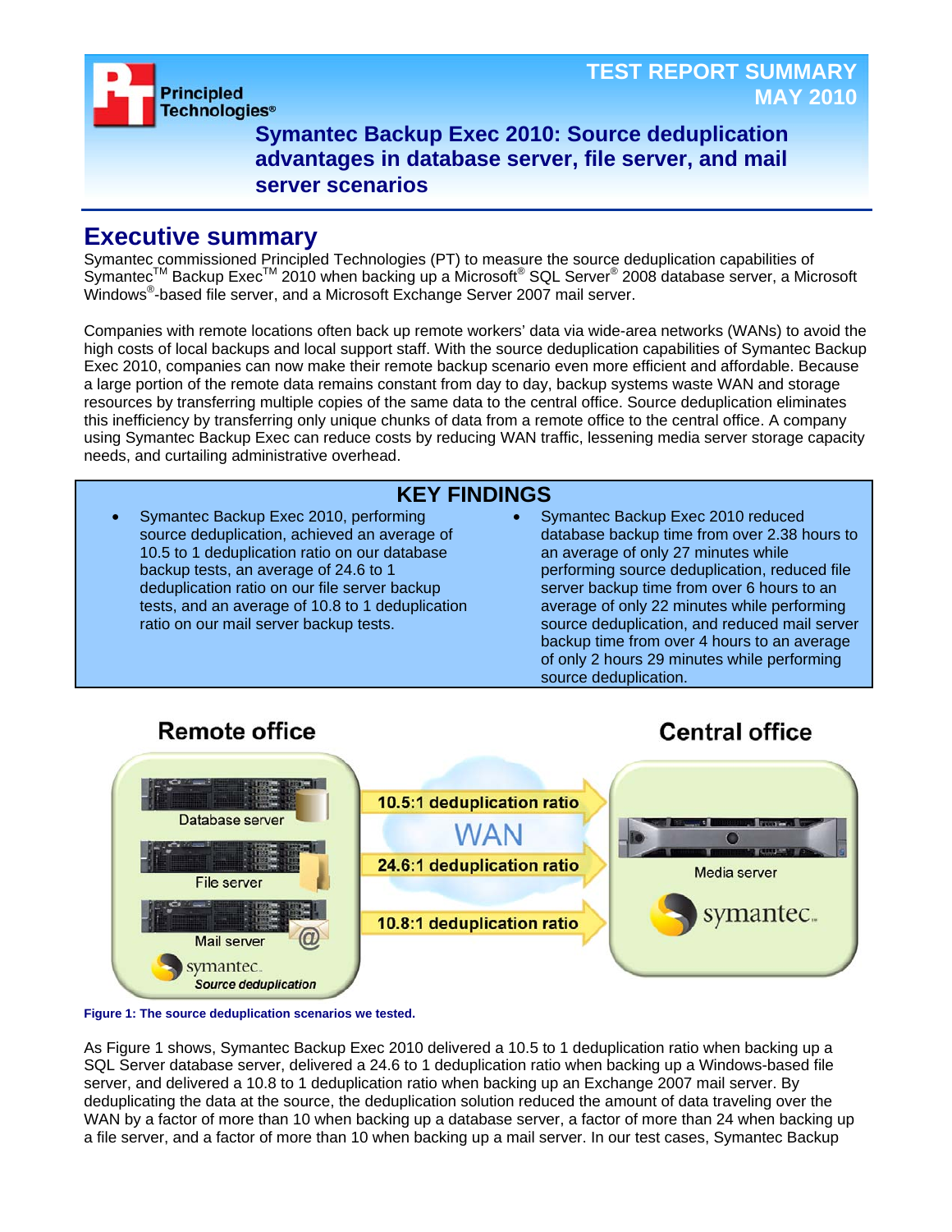TEST REPORT SUMMARY
MAY 2010

# Symantec Backup Exec 2010: Source deduplication advantages in database server, file server, and mail server scenarios

## Executive summary

Symantec commissioned Principled Technologies (PT) to measure the source deduplication capabilities of Symantec™ Backup Exec™ 2010 when backing up a Microsoft® SQL Server® 2008 database server, a Microsoft Windows®-based file server, and a Microsoft Exchange Server 2007 mail server.

Companies with remote locations often back up remote workers' data via wide-area networks (WANs) to avoid the high costs of local backups and local support staff. With the source deduplication capabilities of Symantec Backup Exec 2010, companies can now make their remote backup scenario even more efficient and affordable. Because a large portion of the remote data remains constant from day to day, backup systems waste WAN and storage resources by transferring multiple copies of the same data to the central office. Source deduplication eliminates this inefficiency by transferring only unique chunks of data from a remote office to the central office. A company using Symantec Backup Exec can reduce costs by reducing WAN traffic, lessening media server storage capacity needs, and curtailing administrative overhead.

### KEY FINDINGS

- Symantec Backup Exec 2010, performing source deduplication, achieved an average of 10.5 to 1 deduplication ratio on our database backup tests, an average of 24.6 to 1 deduplication ratio on our file server backup tests, and an average of 10.8 to 1 deduplication ratio on our mail server backup tests.
- Symantec Backup Exec 2010 reduced database backup time from over 2.38 hours to an average of only 27 minutes while performing source deduplication, reduced file server backup time from over 6 hours to an average of only 22 minutes while performing source deduplication, and reduced mail server backup time from over 4 hours to an average of only 2 hours 29 minutes while performing source deduplication.

Remote office: Database server, File server, Mail server — symantec Source deduplication

WAN: 10.5:1 deduplication ratio; 24.6:1 deduplication ratio; 10.8:1 deduplication ratio

Central office: Media server — symantec

Figure 1: The source deduplication scenarios we tested.

As Figure 1 shows, Symantec Backup Exec 2010 delivered a 10.5 to 1 deduplication ratio when backing up a SQL Server database server, delivered a 24.6 to 1 deduplication ratio when backing up a Windows-based file server, and delivered a 10.8 to 1 deduplication ratio when backing up an Exchange 2007 mail server. By deduplicating the data at the source, the deduplication solution reduced the amount of data traveling over the WAN by a factor of more than 10 when backing up a database server, a factor of more than 24 when backing up a file server, and a factor of more than 10 when backing up a mail server. In our test cases, Symantec Backup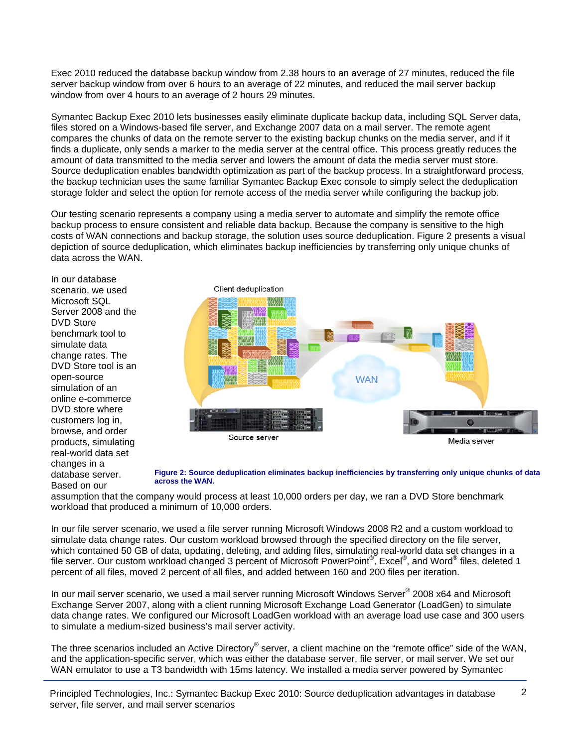Exec 2010 reduced the database backup window from 2.38 hours to an average of 27 minutes, reduced the file server backup window from over 6 hours to an average of 22 minutes, and reduced the mail server backup window from over 4 hours to an average of 2 hours 29 minutes.

Symantec Backup Exec 2010 lets businesses easily eliminate duplicate backup data, including SQL Server data, files stored on a Windows-based file server, and Exchange 2007 data on a mail server. The remote agent compares the chunks of data on the remote server to the existing backup chunks on the media server, and if it finds a duplicate, only sends a marker to the media server at the central office. This process greatly reduces the amount of data transmitted to the media server and lowers the amount of data the media server must store. Source deduplication enables bandwidth optimization as part of the backup process. In a straightforward process, the backup technician uses the same familiar Symantec Backup Exec console to simply select the deduplication storage folder and select the option for remote access of the media server while configuring the backup job.

Our testing scenario represents a company using a media server to automate and simplify the remote office backup process to ensure consistent and reliable data backup. Because the company is sensitive to the high costs of WAN connections and backup storage, the solution uses source deduplication. Figure 2 presents a visual depiction of source deduplication, which eliminates backup inefficiencies by transferring only unique chunks of data across the WAN.

**Figure 2: Source deduplication eliminates backup inefficiencies by transferring only unique chunks of data across the WAN.**

In our database scenario, we used Microsoft SQL Server 2008 and the DVD Store benchmark tool to simulate data change rates. The DVD Store tool is an open-source simulation of an online e-commerce DVD store where customers log in, browse, and order products, simulating real-world data set changes in a database server. Based on our assumption that the company would process at least 10,000 orders per day, we ran a DVD Store benchmark workload that produced a minimum of 10,000 orders.

In our file server scenario, we used a file server running Microsoft Windows 2008 R2 and a custom workload to simulate data change rates. Our custom workload browsed through the specified directory on the file server, which contained 50 GB of data, updating, deleting, and adding files, simulating real-world data set changes in a file server. Our custom workload changed 3 percent of Microsoft PowerPoint®, Excel®, and Word® files, deleted 1 percent of all files, moved 2 percent of all files, and added between 160 and 200 files per iteration.

In our mail server scenario, we used a mail server running Microsoft Windows Server® 2008 x64 and Microsoft Exchange Server 2007, along with a client running Microsoft Exchange Load Generator (LoadGen) to simulate data change rates. We configured our Microsoft LoadGen workload with an average load use case and 300 users to simulate a medium-sized business's mail server activity.

The three scenarios included an Active Directory® server, a client machine on the "remote office" side of the WAN, and the application-specific server, which was either the database server, file server, or mail server. We set our WAN emulator to use a T3 bandwidth with 15ms latency. We installed a media server powered by Symantec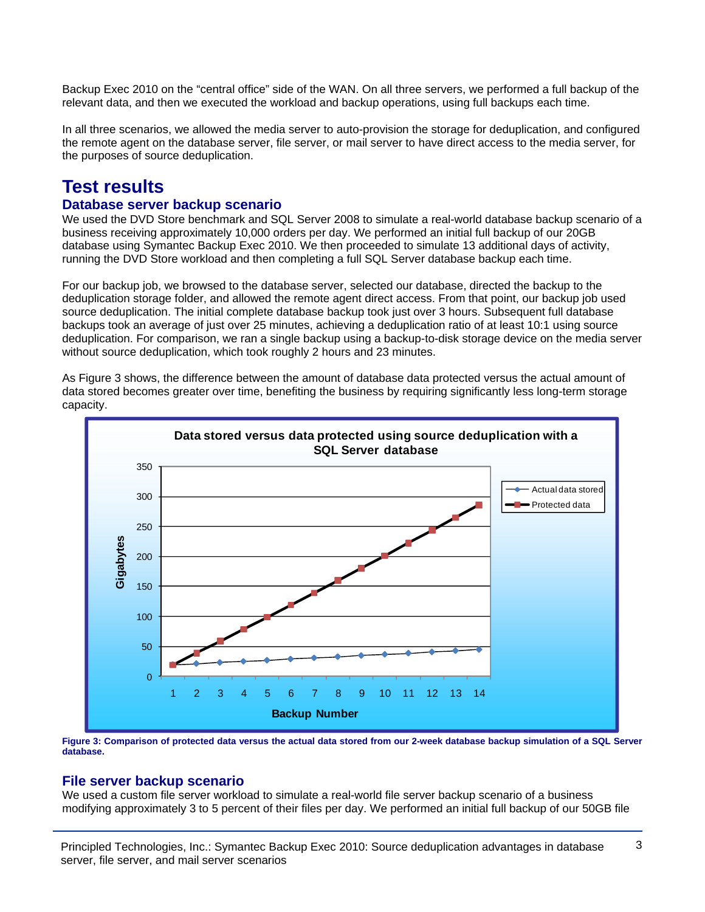Backup Exec 2010 on the "central office" side of the WAN. On all three servers, we performed a full backup of the relevant data, and then we executed the workload and backup operations, using full backups each time.

In all three scenarios, we allowed the media server to auto-provision the storage for deduplication, and configured the remote agent on the database server, file server, or mail server to have direct access to the media server, for the purposes of source deduplication.

# Test results

## Database server backup scenario

We used the DVD Store benchmark and SQL Server 2008 to simulate a real-world database backup scenario of a business receiving approximately 10,000 orders per day. We performed an initial full backup of our 20GB database using Symantec Backup Exec 2010. We then proceeded to simulate 13 additional days of activity, running the DVD Store workload and then completing a full SQL Server database backup each time.

For our backup job, we browsed to the database server, selected our database, directed the backup to the deduplication storage folder, and allowed the remote agent direct access. From that point, our backup job used source deduplication. The initial complete database backup took just over 3 hours. Subsequent full database backups took an average of just over 25 minutes, achieving a deduplication ratio of at least 10:1 using source deduplication. For comparison, we ran a single backup using a backup-to-disk storage device on the media server without source deduplication, which took roughly 2 hours and 23 minutes.

As Figure 3 shows, the difference between the amount of database data protected versus the actual amount of data stored becomes greater over time, benefiting the business by requiring significantly less long-term storage capacity.

**Figure 3: Comparison of protected data versus the actual data stored from our 2-week database backup simulation of a SQL Server database.**

## File server backup scenario

We used a custom file server workload to simulate a real-world file server backup scenario of a business modifying approximately 3 to 5 percent of their files per day. We performed an initial full backup of our 50GB file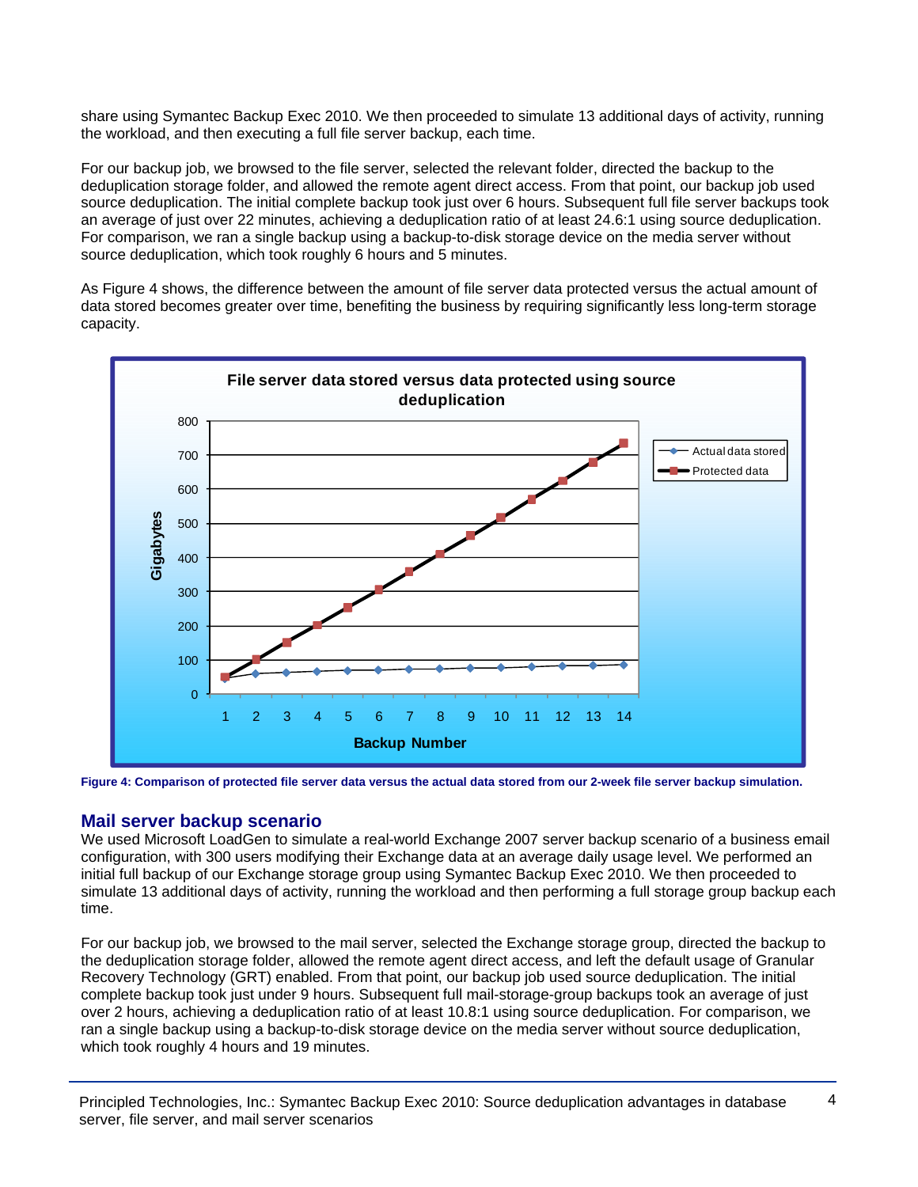share using Symantec Backup Exec 2010. We then proceeded to simulate 13 additional days of activity, running the workload, and then executing a full file server backup, each time.

For our backup job, we browsed to the file server, selected the relevant folder, directed the backup to the deduplication storage folder, and allowed the remote agent direct access. From that point, our backup job used source deduplication. The initial complete backup took just over 6 hours. Subsequent full file server backups took an average of just over 22 minutes, achieving a deduplication ratio of at least 24.6:1 using source deduplication. For comparison, we ran a single backup using a backup-to-disk storage device on the media server without source deduplication, which took roughly 6 hours and 5 minutes.

As Figure 4 shows, the difference between the amount of file server data protected versus the actual amount of data stored becomes greater over time, benefiting the business by requiring significantly less long-term storage capacity.

**Figure 4: Comparison of protected file server data versus the actual data stored from our 2-week file server backup simulation.**

## Mail server backup scenario

We used Microsoft LoadGen to simulate a real-world Exchange 2007 server backup scenario of a business email configuration, with 300 users modifying their Exchange data at an average daily usage level. We performed an initial full backup of our Exchange storage group using Symantec Backup Exec 2010. We then proceeded to simulate 13 additional days of activity, running the workload and then performing a full storage group backup each time.

For our backup job, we browsed to the mail server, selected the Exchange storage group, directed the backup to the deduplication storage folder, allowed the remote agent direct access, and left the default usage of Granular Recovery Technology (GRT) enabled. From that point, our backup job used source deduplication. The initial complete backup took just under 9 hours. Subsequent full mail-storage-group backups took an average of just over 2 hours, achieving a deduplication ratio of at least 10.8:1 using source deduplication. For comparison, we ran a single backup using a backup-to-disk storage device on the media server without source deduplication, which took roughly 4 hours and 19 minutes.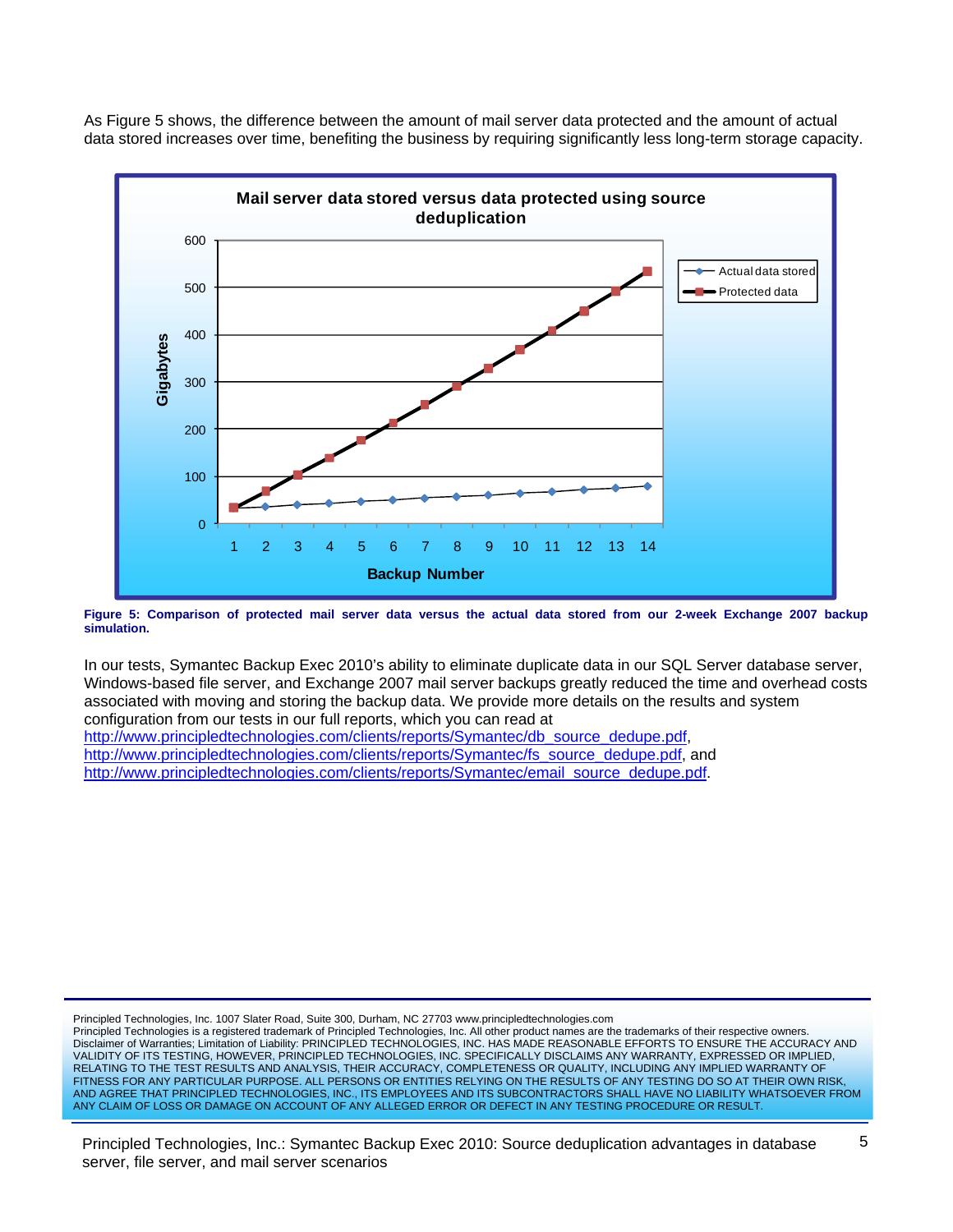As Figure 5 shows, the difference between the amount of mail server data protected and the amount of actual data stored increases over time, benefiting the business by requiring significantly less long-term storage capacity.

Mail server data stored versus data protected using source deduplication

Gigabytes

600
500
400
300
200
100
0

1 2 3 4 5 6 7 8 9 10 11 12 13 14

Backup Number

Actual data stored
Protected data

**Figure 5: Comparison of protected mail server data versus the actual data stored from our 2-week Exchange 2007 backup simulation.**

In our tests, Symantec Backup Exec 2010's ability to eliminate duplicate data in our SQL Server database server, Windows-based file server, and Exchange 2007 mail server backups greatly reduced the time and overhead costs associated with moving and storing the backup data. We provide more details on the results and system configuration from our tests in our full reports, which you can read at http://www.principledtechnologies.com/clients/reports/Symantec/db_source_dedupe.pdf, http://www.principledtechnologies.com/clients/reports/Symantec/fs_source_dedupe.pdf, and http://www.principledtechnologies.com/clients/reports/Symantec/email_source_dedupe.pdf.

Principled Technologies, Inc. 1007 Slater Road, Suite 300, Durham, NC 27703 www.principledtechnologies.com
Principled Technologies is a registered trademark of Principled Technologies, Inc. All other product names are the trademarks of their respective owners.
Disclaimer of Warranties; Limitation of Liability: PRINCIPLED TECHNOLOGIES, INC. HAS MADE REASONABLE EFFORTS TO ENSURE THE ACCURACY AND VALIDITY OF ITS TESTING, HOWEVER, PRINCIPLED TECHNOLOGIES, INC. SPECIFICALLY DISCLAIMS ANY WARRANTY, EXPRESSED OR IMPLIED, RELATING TO THE TEST RESULTS AND ANALYSIS, THEIR ACCURACY, COMPLETENESS OR QUALITY, INCLUDING ANY IMPLIED WARRANTY OF FITNESS FOR ANY PARTICULAR PURPOSE. ALL PERSONS OR ENTITIES RELYING ON THE RESULTS OF ANY TESTING DO SO AT THEIR OWN RISK, AND AGREE THAT PRINCIPLED TECHNOLOGIES, INC., ITS EMPLOYEES AND ITS SUBCONTRACTORS SHALL HAVE NO LIABILITY WHATSOEVER FROM ANY CLAIM OF LOSS OR DAMAGE ON ACCOUNT OF ANY ALLEGED ERROR OR DEFECT IN ANY TESTING PROCEDURE OR RESULT.